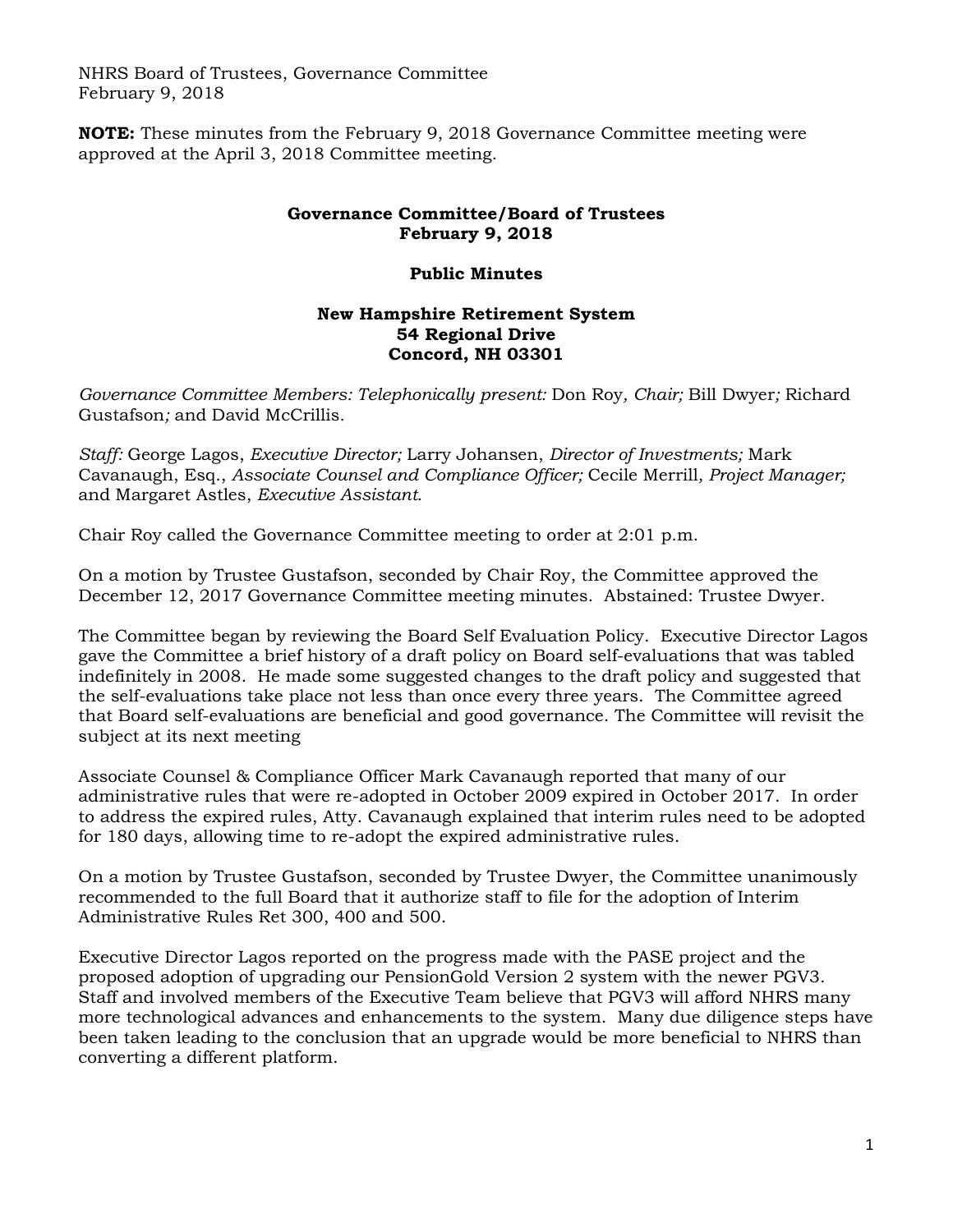NHRS Board of Trustees, Governance Committee
February 9, 2018

**NOTE:** These minutes from the February 9, 2018 Governance Committee meeting were approved at the April 3, 2018 Committee meeting.

**Governance Committee/Board of Trustees**
**February 9, 2018**

**Public Minutes**

**New Hampshire Retirement System**
**54 Regional Drive**
**Concord, NH 03301**

*Governance Committee Members: Telephonically present:* Don Roy*, Chair;* Bill Dwyer*;* Richard Gustafson*;* and David McCrillis.

*Staff:* George Lagos, *Executive Director;* Larry Johansen, *Director of Investments;* Mark Cavanaugh, Esq., *Associate Counsel and Compliance Officer;* Cecile Merrill*, Project Manager;* and Margaret Astles, *Executive Assistant.*

Chair Roy called the Governance Committee meeting to order at 2:01 p.m.

On a motion by Trustee Gustafson, seconded by Chair Roy, the Committee approved the December 12, 2017 Governance Committee meeting minutes. Abstained: Trustee Dwyer.

The Committee began by reviewing the Board Self Evaluation Policy. Executive Director Lagos gave the Committee a brief history of a draft policy on Board self-evaluations that was tabled indefinitely in 2008. He made some suggested changes to the draft policy and suggested that the self-evaluations take place not less than once every three years. The Committee agreed that Board self-evaluations are beneficial and good governance. The Committee will revisit the subject at its next meeting

Associate Counsel & Compliance Officer Mark Cavanaugh reported that many of our administrative rules that were re-adopted in October 2009 expired in October 2017. In order to address the expired rules, Atty. Cavanaugh explained that interim rules need to be adopted for 180 days, allowing time to re-adopt the expired administrative rules.

On a motion by Trustee Gustafson, seconded by Trustee Dwyer, the Committee unanimously recommended to the full Board that it authorize staff to file for the adoption of Interim Administrative Rules Ret 300, 400 and 500.

Executive Director Lagos reported on the progress made with the PASE project and the proposed adoption of upgrading our PensionGold Version 2 system with the newer PGV3. Staff and involved members of the Executive Team believe that PGV3 will afford NHRS many more technological advances and enhancements to the system. Many due diligence steps have been taken leading to the conclusion that an upgrade would be more beneficial to NHRS than converting a different platform.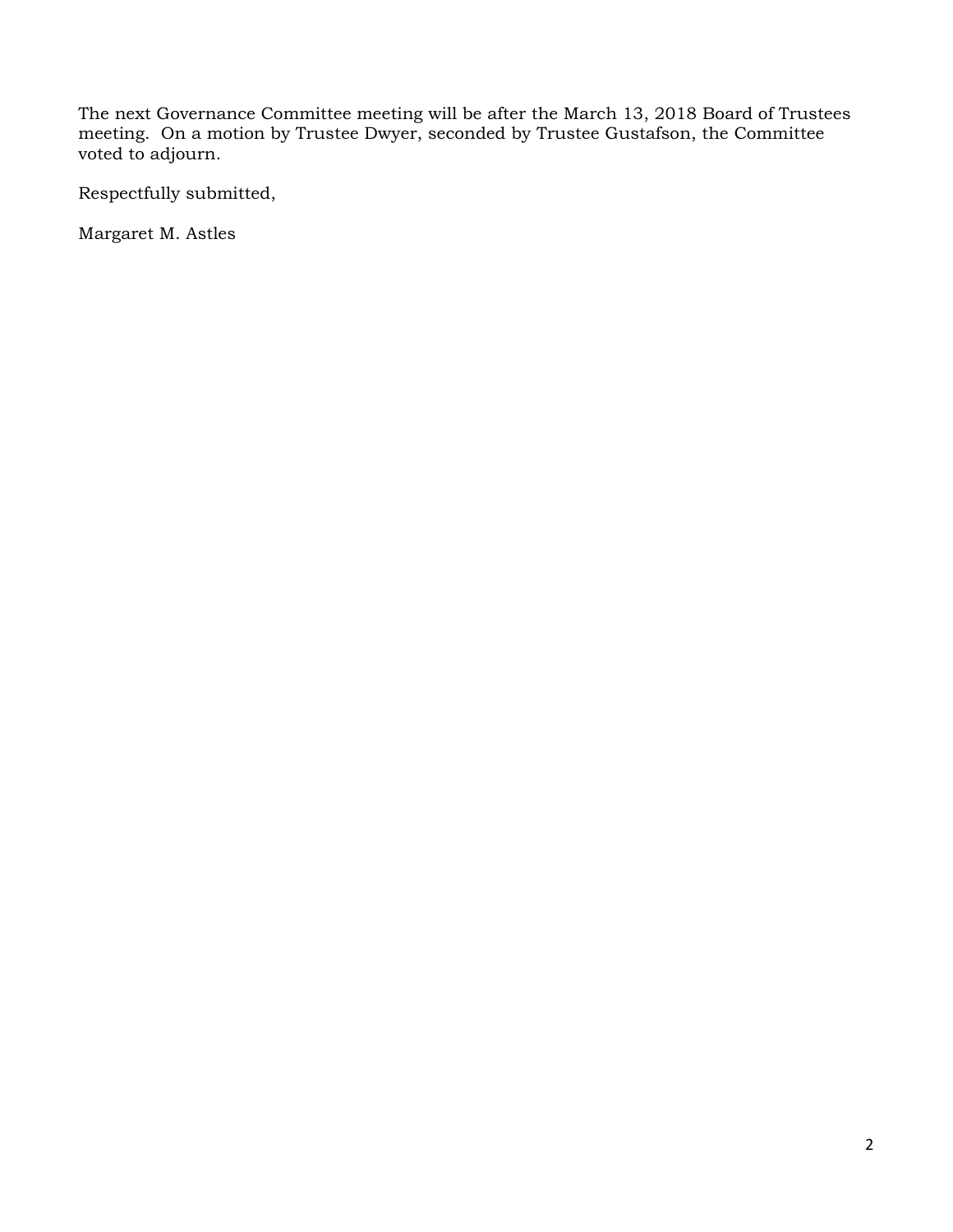The next Governance Committee meeting will be after the March 13, 2018 Board of Trustees meeting. On a motion by Trustee Dwyer, seconded by Trustee Gustafson, the Committee voted to adjourn.

Respectfully submitted,

Margaret M. Astles